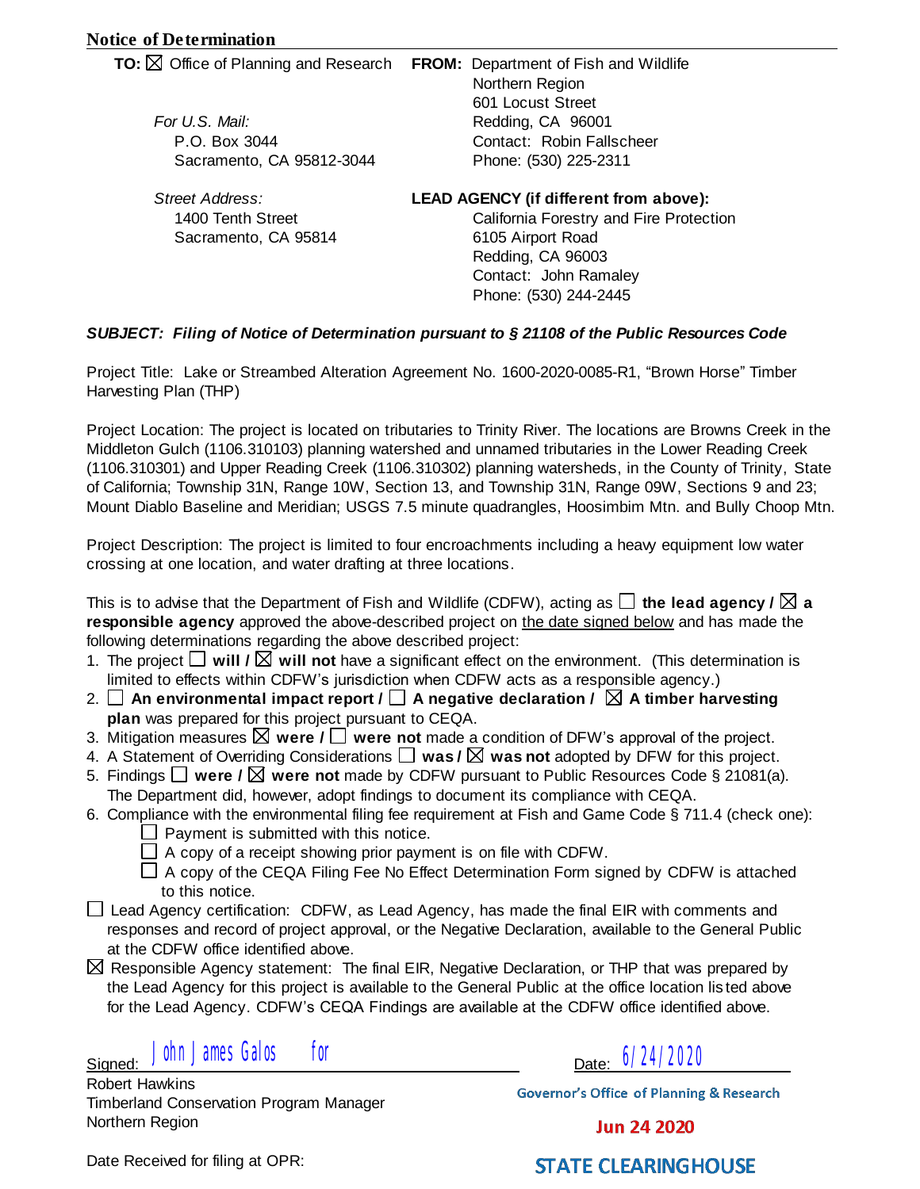## Notice of Determination

**TO:** ☒ Office of Planning and Research

*For U.S. Mail:*
P.O. Box 3044
Sacramento, CA 95812-3044

*Street Address:*
1400 Tenth Street
Sacramento, CA 95814

**FROM:** Department of Fish and Wildlife
Northern Region
601 Locust Street
Redding, CA 96001
Contact: Robin Fallscheer
Phone: (530) 225-2311

**LEAD AGENCY (if different from above):**
California Forestry and Fire Protection
6105 Airport Road
Redding, CA 96003
Contact: John Ramaley
Phone: (530) 244-2445

***SUBJECT: Filing of Notice of Determination pursuant to § 21108 of the Public Resources Code***

Project Title: Lake or Streambed Alteration Agreement No. 1600-2020-0085-R1, "Brown Horse" Timber Harvesting Plan (THP)

Project Location: The project is located on tributaries to Trinity River. The locations are Browns Creek in the Middleton Gulch (1106.310103) planning watershed and unnamed tributaries in the Lower Reading Creek (1106.310301) and Upper Reading Creek (1106.310302) planning watersheds, in the County of Trinity, State of California; Township 31N, Range 10W, Section 13, and Township 31N, Range 09W, Sections 9 and 23; Mount Diablo Baseline and Meridian; USGS 7.5 minute quadrangles, Hoosimbim Mtn. and Bully Choop Mtn.

Project Description: The project is limited to four encroachments including a heavy equipment low water crossing at one location, and water drafting at three locations.

This is to advise that the Department of Fish and Wildlife (CDFW), acting as ☐ **the lead agency /** ☒ **a responsible agency** approved the above-described project on the date signed below and has made the following determinations regarding the above described project:

1. The project ☐ **will /** ☒ **will not** have a significant effect on the environment. (This determination is limited to effects within CDFW's jurisdiction when CDFW acts as a responsible agency.)
2. ☐ **An environmental impact report /** ☐ **A negative declaration /** ☒ **A timber harvesting plan** was prepared for this project pursuant to CEQA.
3. Mitigation measures ☒ **were /** ☐ **were not** made a condition of DFW's approval of the project.
4. A Statement of Overriding Considerations ☐ **was /** ☒ **was not** adopted by DFW for this project.
5. Findings ☐ **were /** ☒ **were not** made by CDFW pursuant to Public Resources Code § 21081(a). The Department did, however, adopt findings to document its compliance with CEQA.
6. Compliance with the environmental filing fee requirement at Fish and Game Code § 711.4 (check one):
   - ☐ Payment is submitted with this notice.
   - ☐ A copy of a receipt showing prior payment is on file with CDFW.
   - ☐ A copy of the CEQA Filing Fee No Effect Determination Form signed by CDFW is attached to this notice.

☐ Lead Agency certification: CDFW, as Lead Agency, has made the final EIR with comments and responses and record of project approval, or the Negative Declaration, available to the General Public at the CDFW office identified above.

☒ Responsible Agency statement: The final EIR, Negative Declaration, or THP that was prepared by the Lead Agency for this project is available to the General Public at the office location listed above for the Lead Agency. CDFW's CEQA Findings are available at the CDFW office identified above.

Signed: John James Galos for
Robert Hawkins
Timberland Conservation Program Manager
Northern Region

Date: 6/24/2020

Governor's Office of Planning & Research
Jun 24 2020
STATE CLEARINGHOUSE

Date Received for filing at OPR: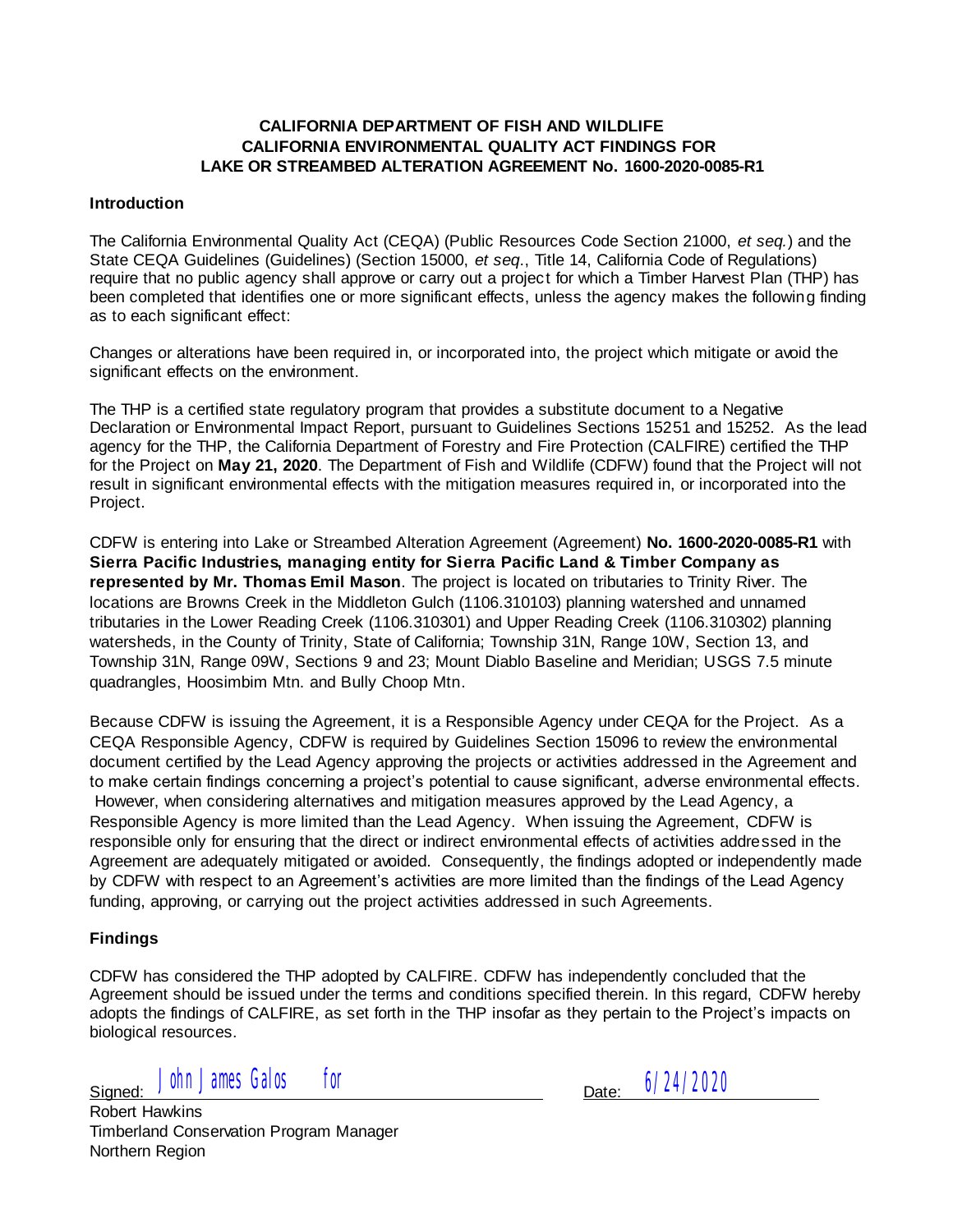**CALIFORNIA DEPARTMENT OF FISH AND WILDLIFE**
**CALIFORNIA ENVIRONMENTAL QUALITY ACT FINDINGS FOR**
**LAKE OR STREAMBED ALTERATION AGREEMENT No. 1600-2020-0085-R1**

### Introduction

The California Environmental Quality Act (CEQA) (Public Resources Code Section 21000, *et seq.*) and the State CEQA Guidelines (Guidelines) (Section 15000, *et seq.*, Title 14, California Code of Regulations) require that no public agency shall approve or carry out a project for which a Timber Harvest Plan (THP) has been completed that identifies one or more significant effects, unless the agency makes the following finding as to each significant effect:

Changes or alterations have been required in, or incorporated into, the project which mitigate or avoid the significant effects on the environment.

The THP is a certified state regulatory program that provides a substitute document to a Negative Declaration or Environmental Impact Report, pursuant to Guidelines Sections 15251 and 15252. As the lead agency for the THP, the California Department of Forestry and Fire Protection (CALFIRE) certified the THP for the Project on **May 21, 2020**. The Department of Fish and Wildlife (CDFW) found that the Project will not result in significant environmental effects with the mitigation measures required in, or incorporated into the Project.

CDFW is entering into Lake or Streambed Alteration Agreement (Agreement) **No. 1600-2020-0085-R1** with **Sierra Pacific Industries, managing entity for Sierra Pacific Land & Timber Company as represented by Mr. Thomas Emil Mason**. The project is located on tributaries to Trinity River. The locations are Browns Creek in the Middleton Gulch (1106.310103) planning watershed and unnamed tributaries in the Lower Reading Creek (1106.310301) and Upper Reading Creek (1106.310302) planning watersheds, in the County of Trinity, State of California; Township 31N, Range 10W, Section 13, and Township 31N, Range 09W, Sections 9 and 23; Mount Diablo Baseline and Meridian; USGS 7.5 minute quadrangles, Hoosimbim Mtn. and Bully Choop Mtn.

Because CDFW is issuing the Agreement, it is a Responsible Agency under CEQA for the Project. As a CEQA Responsible Agency, CDFW is required by Guidelines Section 15096 to review the environmental document certified by the Lead Agency approving the projects or activities addressed in the Agreement and to make certain findings concerning a project's potential to cause significant, adverse environmental effects. However, when considering alternatives and mitigation measures approved by the Lead Agency, a Responsible Agency is more limited than the Lead Agency. When issuing the Agreement, CDFW is responsible only for ensuring that the direct or indirect environmental effects of activities addressed in the Agreement are adequately mitigated or avoided. Consequently, the findings adopted or independently made by CDFW with respect to an Agreement's activities are more limited than the findings of the Lead Agency funding, approving, or carrying out the project activities addressed in such Agreements.

### Findings

CDFW has considered the THP adopted by CALFIRE. CDFW has independently concluded that the Agreement should be issued under the terms and conditions specified therein. In this regard, CDFW hereby adopts the findings of CALFIRE, as set forth in the THP insofar as they pertain to the Project's impacts on biological resources.

Signed: John James Galos for          Date: 6/24/2020

Robert Hawkins
Timberland Conservation Program Manager
Northern Region